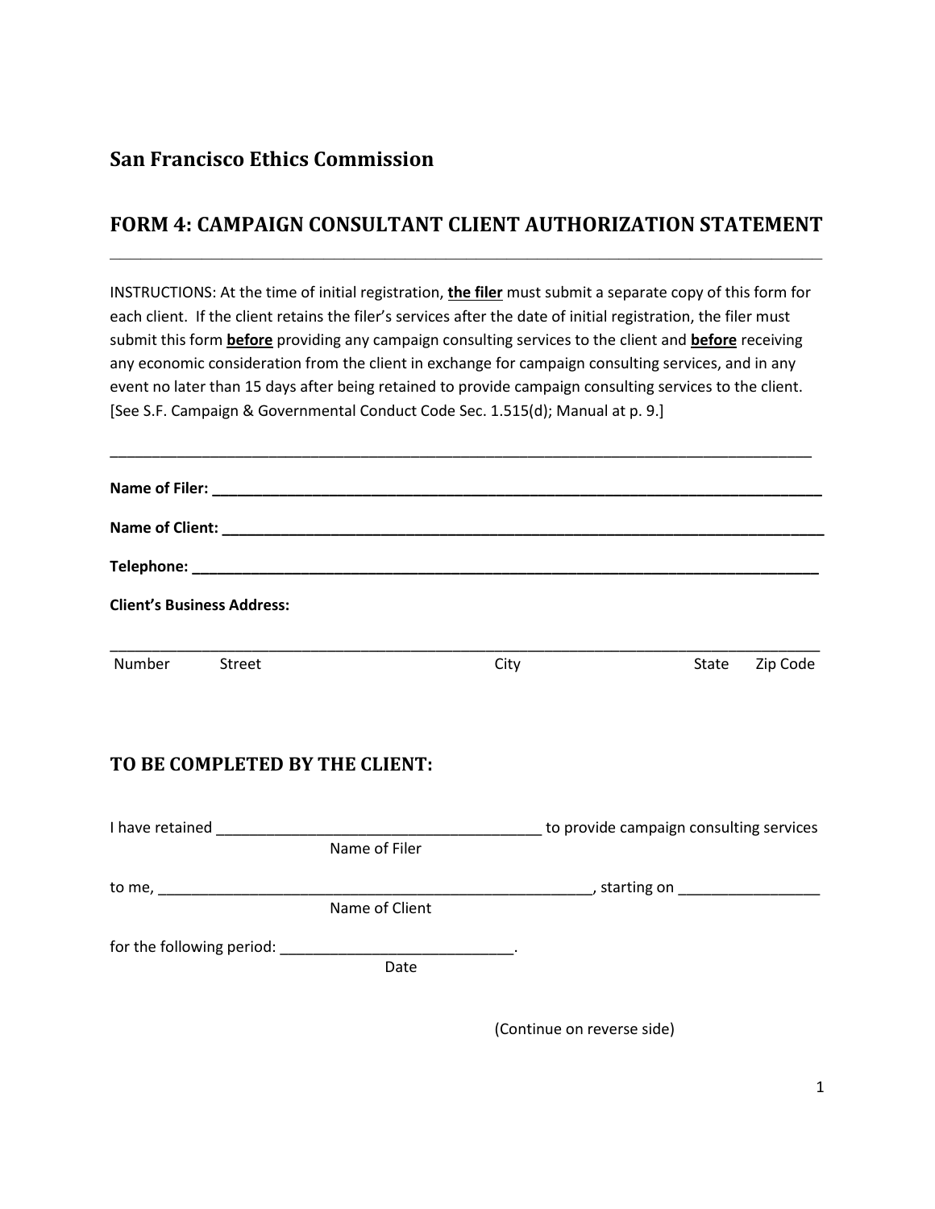## San Francisco Ethics Commission

## FORM 4: CAMPAIGN CONSULTANT CLIENT AUTHORIZATION STATEMENT

---

INSTRUCTIONS: At the time of initial registration, **the filer** must submit a separate copy of this form for each client. If the client retains the filer's services after the date of initial registration, the filer must submit this form **before** providing any campaign consulting services to the client and **before** receiving any economic consideration from the client in exchange for campaign consulting services, and in any event no later than 15 days after being retained to provide campaign consulting services to the client. [See S.F. Campaign & Governmental Conduct Code Sec. 1.515(d); Manual at p. 9.]

---

**Name of Filer: ____________________________________________________________**

**Name of Client: ___________________________________________________________**

**Telephone: _______________________________________________________________**

**Client's Business Address:**

______________________________________________________________________________
Number    Street    City    State    Zip Code

### TO BE COMPLETED BY THE CLIENT:

I have retained ______________________________ to provide campaign consulting services
Name of Filer

to me, ________________________________________, starting on _______________
Name of Client

for the following period: ________________________.
Date

(Continue on reverse side)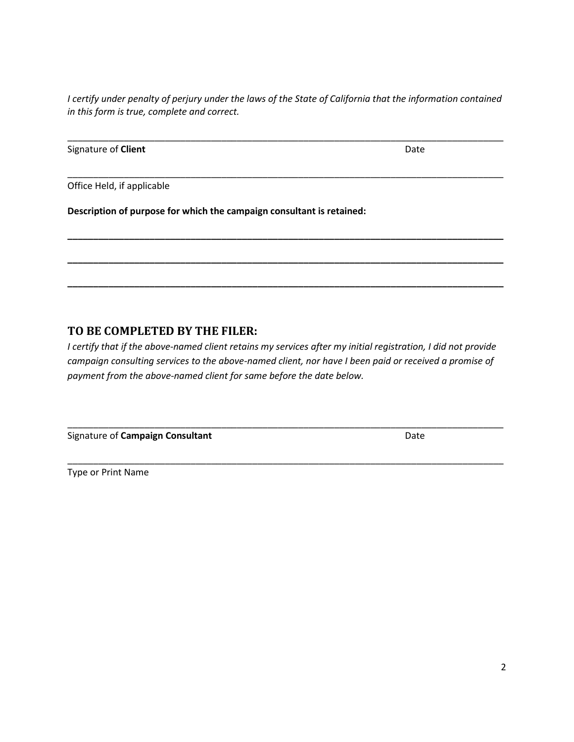*I certify under penalty of perjury under the laws of the State of California that the information contained in this form is true, complete and correct.*

\_\_\_\_\_\_\_\_\_\_\_\_\_\_\_\_\_\_\_\_\_\_\_\_\_\_\_\_\_\_\_\_\_\_\_\_\_\_\_\_\_\_\_\_\_\_\_\_\_\_\_\_\_\_\_\_\_\_\_\_\_\_\_\_\_\_\_\_\_\_\_\_\_\_\_\_\_\_\_\_

Signature of **Client** Date

\_\_\_\_\_\_\_\_\_\_\_\_\_\_\_\_\_\_\_\_\_\_\_\_\_\_\_\_\_\_\_\_\_\_\_\_\_\_\_\_\_\_\_\_\_\_\_\_\_\_\_\_\_\_\_\_\_\_\_\_\_\_\_\_\_\_\_\_\_\_\_\_\_\_\_\_\_\_\_\_

Office Held, if applicable

**Description of purpose for which the campaign consultant is retained:**

\_\_\_\_\_\_\_\_\_\_\_\_\_\_\_\_\_\_\_\_\_\_\_\_\_\_\_\_\_\_\_\_\_\_\_\_\_\_\_\_\_\_\_\_\_\_\_\_\_\_\_\_\_\_\_\_\_\_\_\_\_\_\_\_\_\_\_\_\_\_\_\_\_\_\_\_\_\_\_\_

\_\_\_\_\_\_\_\_\_\_\_\_\_\_\_\_\_\_\_\_\_\_\_\_\_\_\_\_\_\_\_\_\_\_\_\_\_\_\_\_\_\_\_\_\_\_\_\_\_\_\_\_\_\_\_\_\_\_\_\_\_\_\_\_\_\_\_\_\_\_\_\_\_\_\_\_\_\_\_\_

\_\_\_\_\_\_\_\_\_\_\_\_\_\_\_\_\_\_\_\_\_\_\_\_\_\_\_\_\_\_\_\_\_\_\_\_\_\_\_\_\_\_\_\_\_\_\_\_\_\_\_\_\_\_\_\_\_\_\_\_\_\_\_\_\_\_\_\_\_\_\_\_\_\_\_\_\_\_\_\_

## TO BE COMPLETED BY THE FILER:

*I certify that if the above-named client retains my services after my initial registration, I did not provide campaign consulting services to the above-named client, nor have I been paid or received a promise of payment from the above-named client for same before the date below.*

\_\_\_\_\_\_\_\_\_\_\_\_\_\_\_\_\_\_\_\_\_\_\_\_\_\_\_\_\_\_\_\_\_\_\_\_\_\_\_\_\_\_\_\_\_\_\_\_\_\_\_\_\_\_\_\_\_\_\_\_\_\_\_\_\_\_\_\_\_\_\_\_\_\_\_\_\_\_\_\_

Signature of **Campaign Consultant** Date

\_\_\_\_\_\_\_\_\_\_\_\_\_\_\_\_\_\_\_\_\_\_\_\_\_\_\_\_\_\_\_\_\_\_\_\_\_\_\_\_\_\_\_\_\_\_\_\_\_\_\_\_\_\_\_\_\_\_\_\_\_\_\_\_\_\_\_\_\_\_\_\_\_\_\_\_\_\_\_\_

Type or Print Name